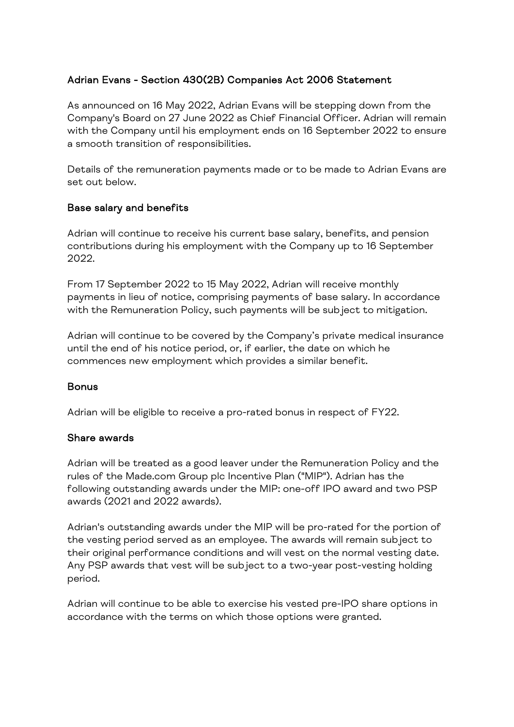## Adrian Evans - Section 430(2B) Companies Act 2006 Statement

As announced on 16 May 2022, Adrian Evans will be stepping down from the Company's Board on 27 June 2022 as Chief Financial Officer. Adrian will remain with the Company until his employment ends on 16 September 2022 to ensure a smooth transition of responsibilities.

Details of the remuneration payments made or to be made to Adrian Evans are set out below.

### Base salary and benefits

Adrian will continue to receive his current base salary, benefits, and pension contributions during his employment with the Company up to 16 September 2022.

From 17 September 2022 to 15 May 2022, Adrian will receive monthly payments in lieu of notice, comprising payments of base salary. In accordance with the Remuneration Policy, such payments will be subject to mitigation.

Adrian will continue to be covered by the Company's private medical insurance until the end of his notice period, or, if earlier, the date on which he commences new employment which provides a similar benefit.

### Bonus

Adrian will be eligible to receive a pro-rated bonus in respect of FY22.

### Share awards

Adrian will be treated as a good leaver under the Remuneration Policy and the rules of the Made.com Group plc Incentive Plan ("MIP"). Adrian has the following outstanding awards under the MIP: one-off IPO award and two PSP awards (2021 and 2022 awards).

Adrian's outstanding awards under the MIP will be pro-rated for the portion of the vesting period served as an employee. The awards will remain subject to their original performance conditions and will vest on the normal vesting date. Any PSP awards that vest will be subject to a two-year post-vesting holding period.

Adrian will continue to be able to exercise his vested pre-IPO share options in accordance with the terms on which those options were granted.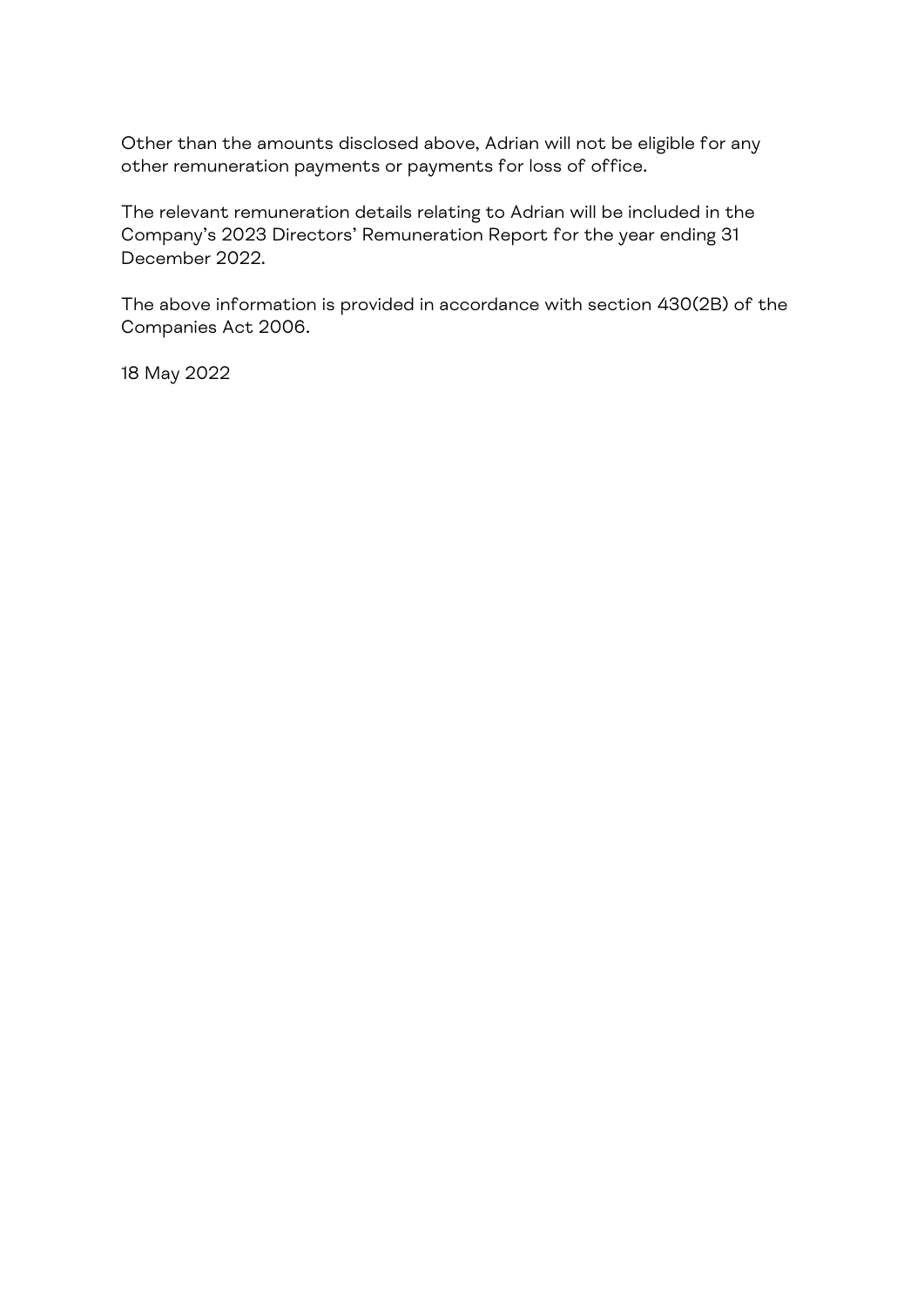Other than the amounts disclosed above, Adrian will not be eligible for any other remuneration payments or payments for loss of office.

The relevant remuneration details relating to Adrian will be included in the Company's 2023 Directors' Remuneration Report for the year ending 31 December 2022.

The above information is provided in accordance with section 430(2B) of the Companies Act 2006.

18 May 2022